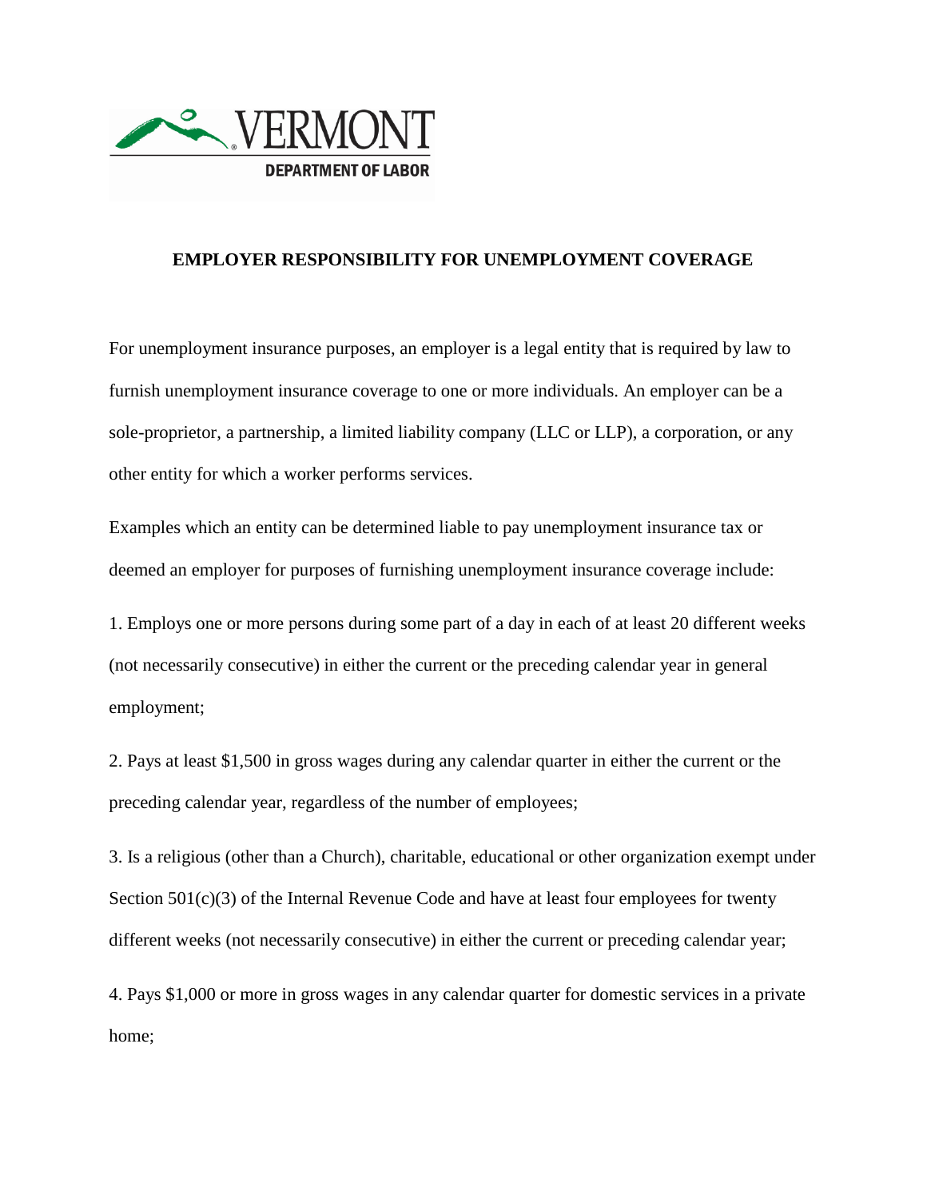VERMONT
DEPARTMENT OF LABOR

# EMPLOYER RESPONSIBILITY FOR UNEMPLOYMENT COVERAGE

For unemployment insurance purposes, an employer is a legal entity that is required by law to furnish unemployment insurance coverage to one or more individuals. An employer can be a sole-proprietor, a partnership, a limited liability company (LLC or LLP), a corporation, or any other entity for which a worker performs services.

Examples which an entity can be determined liable to pay unemployment insurance tax or deemed an employer for purposes of furnishing unemployment insurance coverage include:

1. Employs one or more persons during some part of a day in each of at least 20 different weeks (not necessarily consecutive) in either the current or the preceding calendar year in general employment;

2. Pays at least $1,500 in gross wages during any calendar quarter in either the current or the preceding calendar year, regardless of the number of employees;

3. Is a religious (other than a Church), charitable, educational or other organization exempt under Section 501(c)(3) of the Internal Revenue Code and have at least four employees for twenty different weeks (not necessarily consecutive) in either the current or preceding calendar year;

4. Pays $1,000 or more in gross wages in any calendar quarter for domestic services in a private home;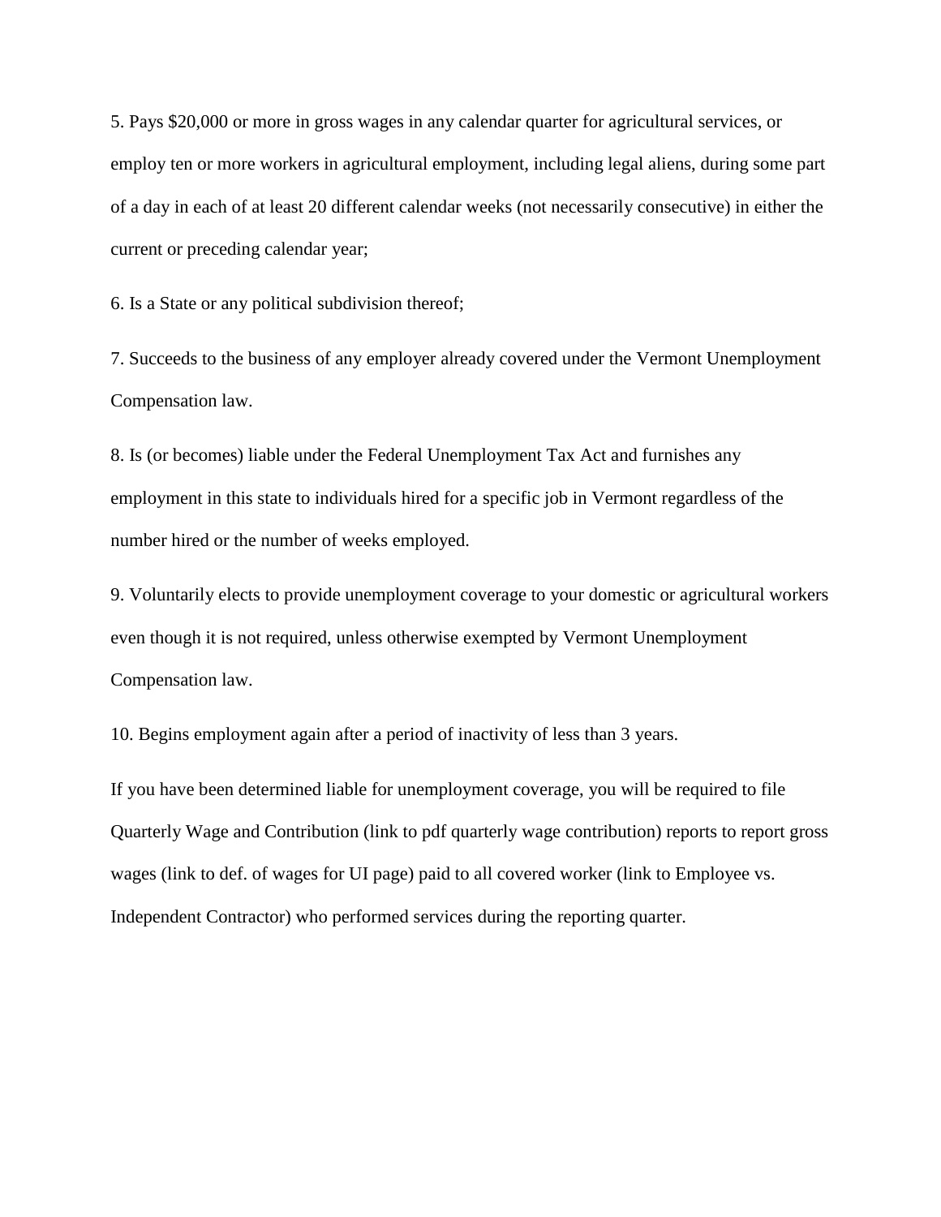5. Pays $20,000 or more in gross wages in any calendar quarter for agricultural services, or employ ten or more workers in agricultural employment, including legal aliens, during some part of a day in each of at least 20 different calendar weeks (not necessarily consecutive) in either the current or preceding calendar year;

6. Is a State or any political subdivision thereof;

7. Succeeds to the business of any employer already covered under the Vermont Unemployment Compensation law.

8. Is (or becomes) liable under the Federal Unemployment Tax Act and furnishes any employment in this state to individuals hired for a specific job in Vermont regardless of the number hired or the number of weeks employed.

9. Voluntarily elects to provide unemployment coverage to your domestic or agricultural workers even though it is not required, unless otherwise exempted by Vermont Unemployment Compensation law.

10. Begins employment again after a period of inactivity of less than 3 years.

If you have been determined liable for unemployment coverage, you will be required to file Quarterly Wage and Contribution (link to pdf quarterly wage contribution) reports to report gross wages (link to def. of wages for UI page) paid to all covered worker (link to Employee vs. Independent Contractor) who performed services during the reporting quarter.